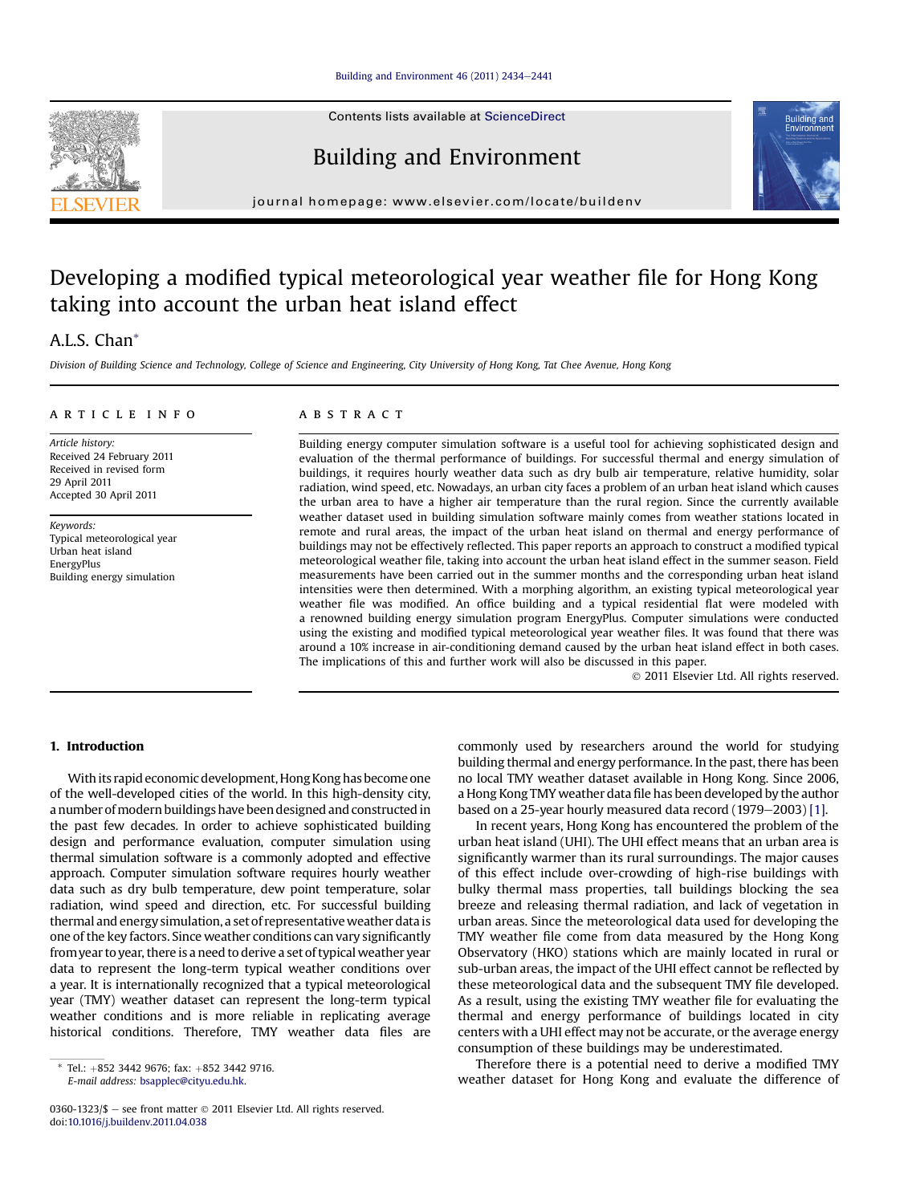# Developing a modified typical meteorological year weather file for Hong Kong taking into account the urban heat island effect

A.L.S. Chan*

Division of Building Science and Technology, College of Science and Engineering, City University of Hong Kong, Tat Chee Avenue, Hong Kong

## ARTICLE INFO

*Article history:*
Received 24 February 2011
Received in revised form 29 April 2011
Accepted 30 April 2011

*Keywords:*
Typical meteorological year
Urban heat island
EnergyPlus
Building energy simulation

## ABSTRACT

Building energy computer simulation software is a useful tool for achieving sophisticated design and evaluation of the thermal performance of buildings. For successful thermal and energy simulation of buildings, it requires hourly weather data such as dry bulb air temperature, relative humidity, solar radiation, wind speed, etc. Nowadays, an urban city faces a problem of an urban heat island which causes the urban area to have a higher air temperature than the rural region. Since the currently available weather dataset used in building simulation software mainly comes from weather stations located in remote and rural areas, the impact of the urban heat island on thermal and energy performance of buildings may not be effectively reflected. This paper reports an approach to construct a modified typical meteorological weather file, taking into account the urban heat island effect in the summer season. Field measurements have been carried out in the summer months and the corresponding urban heat island intensities were then determined. With a morphing algorithm, an existing typical meteorological year weather file was modified. An office building and a typical residential flat were modeled with a renowned building energy simulation program EnergyPlus. Computer simulations were conducted using the existing and modified typical meteorological year weather files. It was found that there was around a 10% increase in air-conditioning demand caused by the urban heat island effect in both cases. The implications of this and further work will also be discussed in this paper.

© 2011 Elsevier Ltd. All rights reserved.

## 1. Introduction

With its rapid economic development, Hong Kong has become one of the well-developed cities of the world. In this high-density city, a number of modern buildings have been designed and constructed in the past few decades. In order to achieve sophisticated building design and performance evaluation, computer simulation using thermal simulation software is a commonly adopted and effective approach. Computer simulation software requires hourly weather data such as dry bulb temperature, dew point temperature, solar radiation, wind speed and direction, etc. For successful building thermal and energy simulation, a set of representative weather data is one of the key factors. Since weather conditions can vary significantly from year to year, there is a need to derive a set of typical weather year data to represent the long-term typical weather conditions over a year. It is internationally recognized that a typical meteorological year (TMY) weather dataset can represent the long-term typical weather conditions and is more reliable in replicating average historical conditions. Therefore, TMY weather data files are commonly used by researchers around the world for studying building thermal and energy performance. In the past, there has been no local TMY weather dataset available in Hong Kong. Since 2006, a Hong Kong TMY weather data file has been developed by the author based on a 25-year hourly measured data record (1979–2003) [1].

In recent years, Hong Kong has encountered the problem of the urban heat island (UHI). The UHI effect means that an urban area is significantly warmer than its rural surroundings. The major causes of this effect include over-crowding of high-rise buildings with bulky thermal mass properties, tall buildings blocking the sea breeze and releasing thermal radiation, and lack of vegetation in urban areas. Since the meteorological data used for developing the TMY weather file come from data measured by the Hong Kong Observatory (HKO) stations which are mainly located in rural or sub-urban areas, the impact of the UHI effect cannot be reflected by these meteorological data and the subsequent TMY file developed. As a result, using the existing TMY weather file for evaluating the thermal and energy performance of buildings located in city centers with a UHI effect may not be accurate, or the average energy consumption of these buildings may be underestimated.

Therefore there is a potential need to derive a modified TMY weather dataset for Hong Kong and evaluate the difference of

---

* Tel.: +852 3442 9676; fax: +852 3442 9716.
E-mail address: bsapplec@cityu.edu.hk.

0360-1323/$ – see front matter © 2011 Elsevier Ltd. All rights reserved.
doi:10.1016/j.buildenv.2011.04.038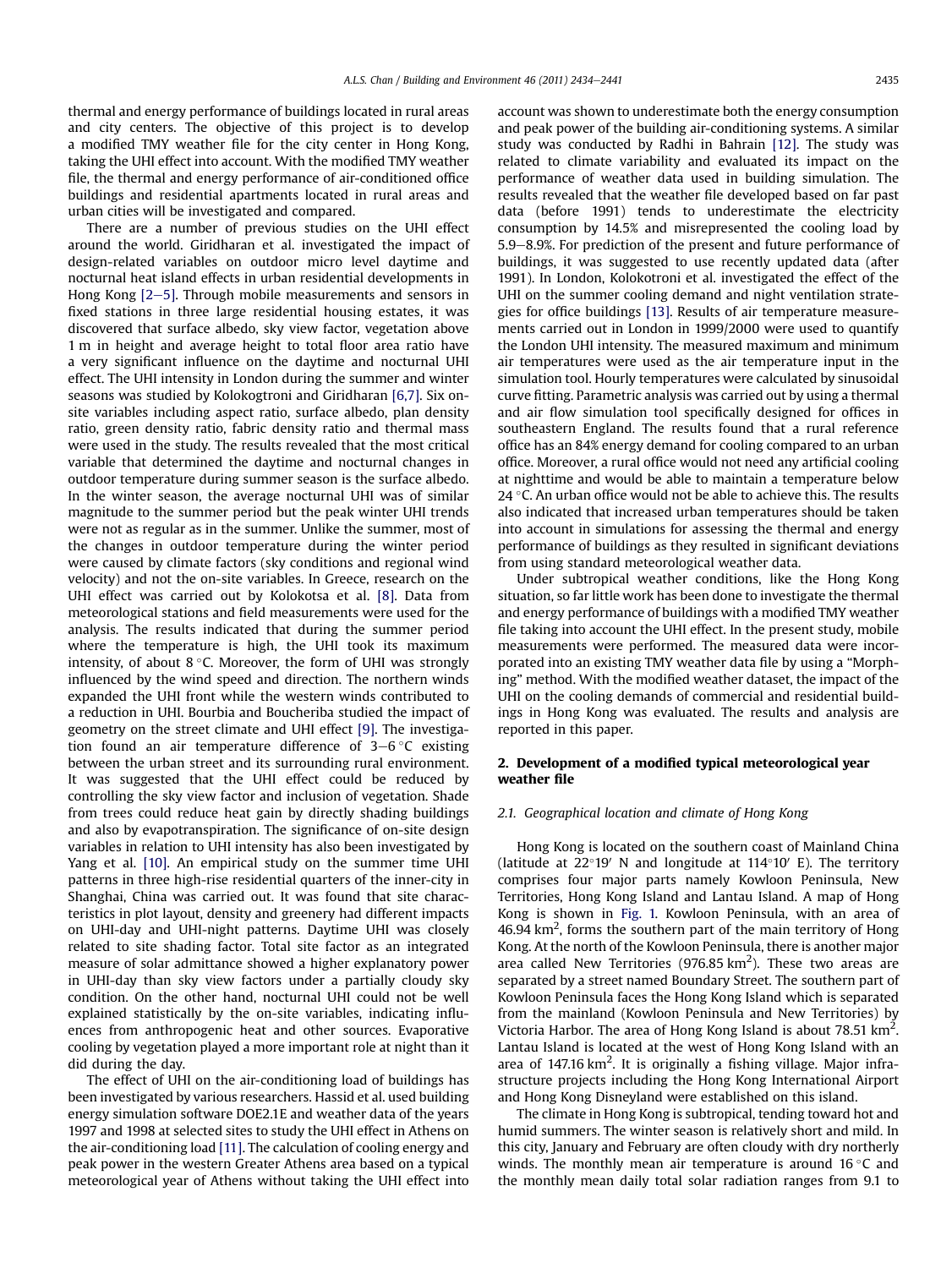thermal and energy performance of buildings located in rural areas and city centers. The objective of this project is to develop a modified TMY weather file for the city center in Hong Kong, taking the UHI effect into account. With the modified TMY weather file, the thermal and energy performance of air-conditioned office buildings and residential apartments located in rural areas and urban cities will be investigated and compared.

There are a number of previous studies on the UHI effect around the world. Giridharan et al. investigated the impact of design-related variables on outdoor micro level daytime and nocturnal heat island effects in urban residential developments in Hong Kong [2–5]. Through mobile measurements and sensors in fixed stations in three large residential housing estates, it was discovered that surface albedo, sky view factor, vegetation above 1 m in height and average height to total floor area ratio have a very significant influence on the daytime and nocturnal UHI effect. The UHI intensity in London during the summer and winter seasons was studied by Kolokogtroni and Giridharan [6,7]. Six on-site variables including aspect ratio, surface albedo, plan density ratio, green density ratio, fabric density ratio and thermal mass were used in the study. The results revealed that the most critical variable that determined the daytime and nocturnal changes in outdoor temperature during summer season is the surface albedo. In the winter season, the average nocturnal UHI was of similar magnitude to the summer period but the peak winter UHI trends were not as regular as in the summer. Unlike the summer, most of the changes in outdoor temperature during the winter period were caused by climate factors (sky conditions and regional wind velocity) and not the on-site variables. In Greece, research on the UHI effect was carried out by Kolokotsa et al. [8]. Data from meteorological stations and field measurements were used for the analysis. The results indicated that during the summer period where the temperature is high, the UHI took its maximum intensity, of about 8 °C. Moreover, the form of UHI was strongly influenced by the wind speed and direction. The northern winds expanded the UHI front while the western winds contributed to a reduction in UHI. Bourbia and Boucheriba studied the impact of geometry on the street climate and UHI effect [9]. The investigation found an air temperature difference of 3–6 °C existing between the urban street and its surrounding rural environment. It was suggested that the UHI effect could be reduced by controlling the sky view factor and inclusion of vegetation. Shade from trees could reduce heat gain by directly shading buildings and also by evapotranspiration. The significance of on-site design variables in relation to UHI intensity has also been investigated by Yang et al. [10]. An empirical study on the summer time UHI patterns in three high-rise residential quarters of the inner-city in Shanghai, China was carried out. It was found that site characteristics in plot layout, density and greenery had different impacts on UHI-day and UHI-night patterns. Daytime UHI was closely related to site shading factor. Total site factor as an integrated measure of solar admittance showed a higher explanatory power in UHI-day than sky view factors under a partially cloudy sky condition. On the other hand, nocturnal UHI could not be well explained statistically by the on-site variables, indicating influences from anthropogenic heat and other sources. Evaporative cooling by vegetation played a more important role at night than it did during the day.

The effect of UHI on the air-conditioning load of buildings has been investigated by various researchers. Hassid et al. used building energy simulation software DOE2.1E and weather data of the years 1997 and 1998 at selected sites to study the UHI effect in Athens on the air-conditioning load [11]. The calculation of cooling energy and peak power in the western Greater Athens area based on a typical meteorological year of Athens without taking the UHI effect into account was shown to underestimate both the energy consumption and peak power of the building air-conditioning systems. A similar study was conducted by Radhi in Bahrain [12]. The study was related to climate variability and evaluated its impact on the performance of weather data used in building simulation. The results revealed that the weather file developed based on far past data (before 1991) tends to underestimate the electricity consumption by 14.5% and misrepresented the cooling load by 5.9–8.9%. For prediction of the present and future performance of buildings, it was suggested to use recently updated data (after 1991). In London, Kolokotroni et al. investigated the effect of the UHI on the summer cooling demand and night ventilation strategies for office buildings [13]. Results of air temperature measurements carried out in London in 1999/2000 were used to quantify the London UHI intensity. The measured maximum and minimum air temperatures were used as the air temperature input in the simulation tool. Hourly temperatures were calculated by sinusoidal curve fitting. Parametric analysis was carried out by using a thermal and air flow simulation tool specifically designed for offices in southeastern England. The results found that a rural reference office has an 84% energy demand for cooling compared to an urban office. Moreover, a rural office would not need any artificial cooling at nighttime and would be able to maintain a temperature below 24 °C. An urban office would not be able to achieve this. The results also indicated that increased urban temperatures should be taken into account in simulations for assessing the thermal and energy performance of buildings as they resulted in significant deviations from using standard meteorological weather data.

Under subtropical weather conditions, like the Hong Kong situation, so far little work has been done to investigate the thermal and energy performance of buildings with a modified TMY weather file taking into account the UHI effect. In the present study, mobile measurements were performed. The measured data were incorporated into an existing TMY weather data file by using a "Morphing" method. With the modified weather dataset, the impact of the UHI on the cooling demands of commercial and residential buildings in Hong Kong was evaluated. The results and analysis are reported in this paper.

## 2. Development of a modified typical meteorological year weather file

### 2.1. Geographical location and climate of Hong Kong

Hong Kong is located on the southern coast of Mainland China (latitude at 22°19′ N and longitude at 114°10′ E). The territory comprises four major parts namely Kowloon Peninsula, New Territories, Hong Kong Island and Lantau Island. A map of Hong Kong is shown in Fig. 1. Kowloon Peninsula, with an area of 46.94 km$^2$, forms the southern part of the main territory of Hong Kong. At the north of the Kowloon Peninsula, there is another major area called New Territories (976.85 km$^2$). These two areas are separated by a street named Boundary Street. The southern part of Kowloon Peninsula faces the Hong Kong Island which is separated from the mainland (Kowloon Peninsula and New Territories) by Victoria Harbor. The area of Hong Kong Island is about 78.51 km$^2$. Lantau Island is located at the west of Hong Kong Island with an area of 147.16 km$^2$. It is originally a fishing village. Major infrastructure projects including the Hong Kong International Airport and Hong Kong Disneyland were established on this island.

The climate in Hong Kong is subtropical, tending toward hot and humid summers. The winter season is relatively short and mild. In this city, January and February are often cloudy with dry northerly winds. The monthly mean air temperature is around 16 °C and the monthly mean daily total solar radiation ranges from 9.1 to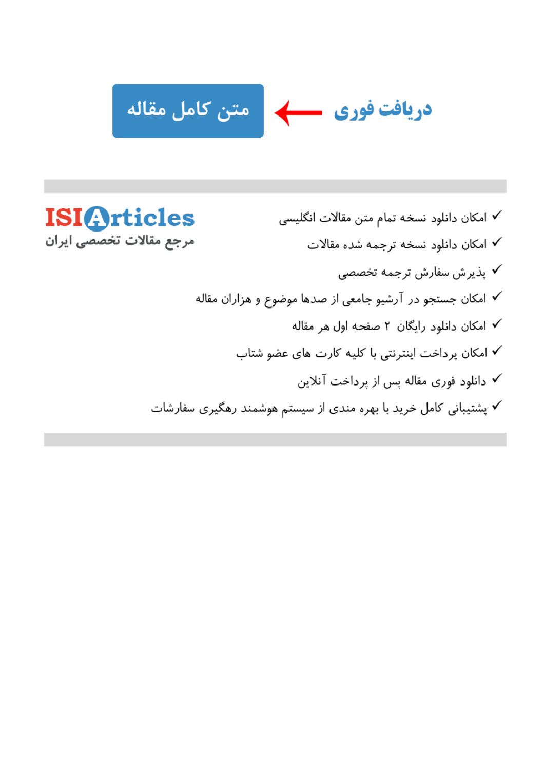دریافت فوری ← متن کامل مقاله

ISIArticles
مرجع مقالات تخصصی ایران

- ✓ امکان دانلود نسخه تمام متن مقالات انگلیسی
- ✓ امکان دانلود نسخه ترجمه شده مقالات
- ✓ پذیرش سفارش ترجمه تخصصی
- ✓ امکان جستجو در آرشیو جامعی از صدها موضوع و هزاران مقاله
- ✓ امکان دانلود رایگان ۲ صفحه اول هر مقاله
- ✓ امکان پرداخت اینترنتی با کلیه کارت های عضو شتاب
- ✓ دانلود فوری مقاله پس از پرداخت آنلاین
- ✓ پشتیبانی کامل خرید با بهره مندی از سیستم هوشمند رهگیری سفارشات